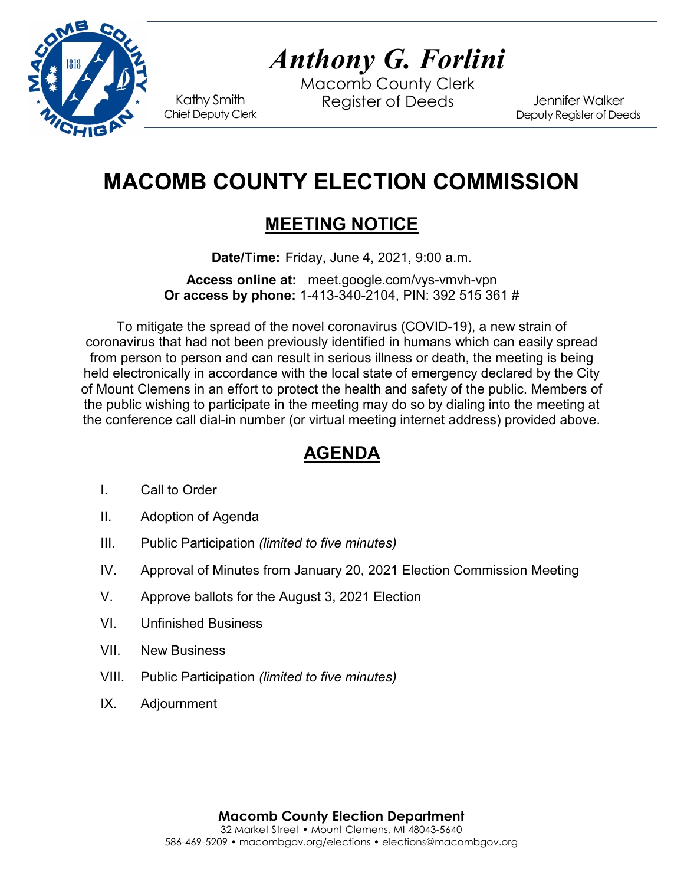*Anthony G. Forlini*

Macomb County Clerk
Register of Deeds

Kathy Smith
Chief Deputy Clerk

Jennifer Walker
Deputy Register of Deeds

# MACOMB COUNTY ELECTION COMMISSION

## MEETING NOTICE

**Date/Time:** Friday, June 4, 2021, 9:00 a.m.

**Access online at:** meet.google.com/vys-vmvh-vpn
**Or access by phone:** 1-413-340-2104, PIN: 392 515 361 #

To mitigate the spread of the novel coronavirus (COVID-19), a new strain of coronavirus that had not been previously identified in humans which can easily spread from person to person and can result in serious illness or death, the meeting is being held electronically in accordance with the local state of emergency declared by the City of Mount Clemens in an effort to protect the health and safety of the public. Members of the public wishing to participate in the meeting may do so by dialing into the meeting at the conference call dial-in number (or virtual meeting internet address) provided above.

## AGENDA

I. Call to Order

II. Adoption of Agenda

III. Public Participation *(limited to five minutes)*

IV. Approval of Minutes from January 20, 2021 Election Commission Meeting

V. Approve ballots for the August 3, 2021 Election

VI. Unfinished Business

VII. New Business

VIII. Public Participation *(limited to five minutes)*

IX. Adjournment

**Macomb County Election Department**
32 Market Street • Mount Clemens, MI 48043-5640
586-469-5209 • macombgov.org/elections • elections@macombgov.org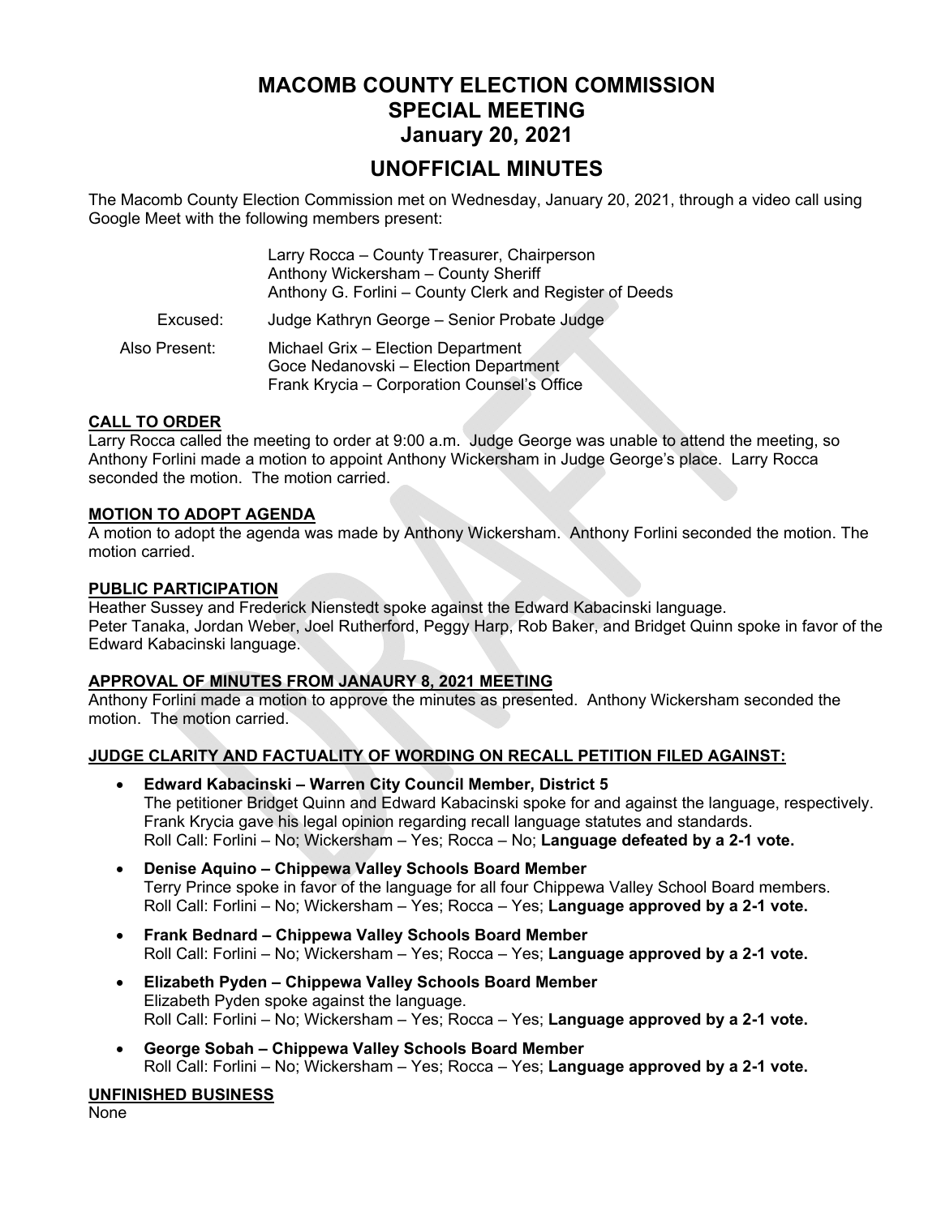# MACOMB COUNTY ELECTION COMMISSION
# SPECIAL MEETING
# January 20, 2021

## UNOFFICIAL MINUTES

The Macomb County Election Commission met on Wednesday, January 20, 2021, through a video call using Google Meet with the following members present:

Larry Rocca – County Treasurer, Chairperson
Anthony Wickersham – County Sheriff
Anthony G. Forlini – County Clerk and Register of Deeds

Excused: Judge Kathryn George – Senior Probate Judge

Also Present: Michael Grix – Election Department
Goce Nedanovski – Election Department
Frank Krycia – Corporation Counsel's Office

**CALL TO ORDER**

Larry Rocca called the meeting to order at 9:00 a.m. Judge George was unable to attend the meeting, so Anthony Forlini made a motion to appoint Anthony Wickersham in Judge George's place. Larry Rocca seconded the motion. The motion carried.

**MOTION TO ADOPT AGENDA**

A motion to adopt the agenda was made by Anthony Wickersham. Anthony Forlini seconded the motion. The motion carried.

**PUBLIC PARTICIPATION**

Heather Sussey and Frederick Nienstedt spoke against the Edward Kabacinski language.
Peter Tanaka, Jordan Weber, Joel Rutherford, Peggy Harp, Rob Baker, and Bridget Quinn spoke in favor of the Edward Kabacinski language.

**APPROVAL OF MINUTES FROM JANAURY 8, 2021 MEETING**

Anthony Forlini made a motion to approve the minutes as presented. Anthony Wickersham seconded the motion. The motion carried.

**JUDGE CLARITY AND FACTUALITY OF WORDING ON RECALL PETITION FILED AGAINST:**

- **Edward Kabacinski – Warren City Council Member, District 5**
  The petitioner Bridget Quinn and Edward Kabacinski spoke for and against the language, respectively. Frank Krycia gave his legal opinion regarding recall language statutes and standards.
  Roll Call: Forlini – No; Wickersham – Yes; Rocca – No; **Language defeated by a 2-1 vote.**
- **Denise Aquino – Chippewa Valley Schools Board Member**
  Terry Prince spoke in favor of the language for all four Chippewa Valley School Board members.
  Roll Call: Forlini – No; Wickersham – Yes; Rocca – Yes; **Language approved by a 2-1 vote.**
- **Frank Bednard – Chippewa Valley Schools Board Member**
  Roll Call: Forlini – No; Wickersham – Yes; Rocca – Yes; **Language approved by a 2-1 vote.**
- **Elizabeth Pyden – Chippewa Valley Schools Board Member**
  Elizabeth Pyden spoke against the language.
  Roll Call: Forlini – No; Wickersham – Yes; Rocca – Yes; **Language approved by a 2-1 vote.**
- **George Sobah – Chippewa Valley Schools Board Member**
  Roll Call: Forlini – No; Wickersham – Yes; Rocca – Yes; **Language approved by a 2-1 vote.**

**UNFINISHED BUSINESS**

None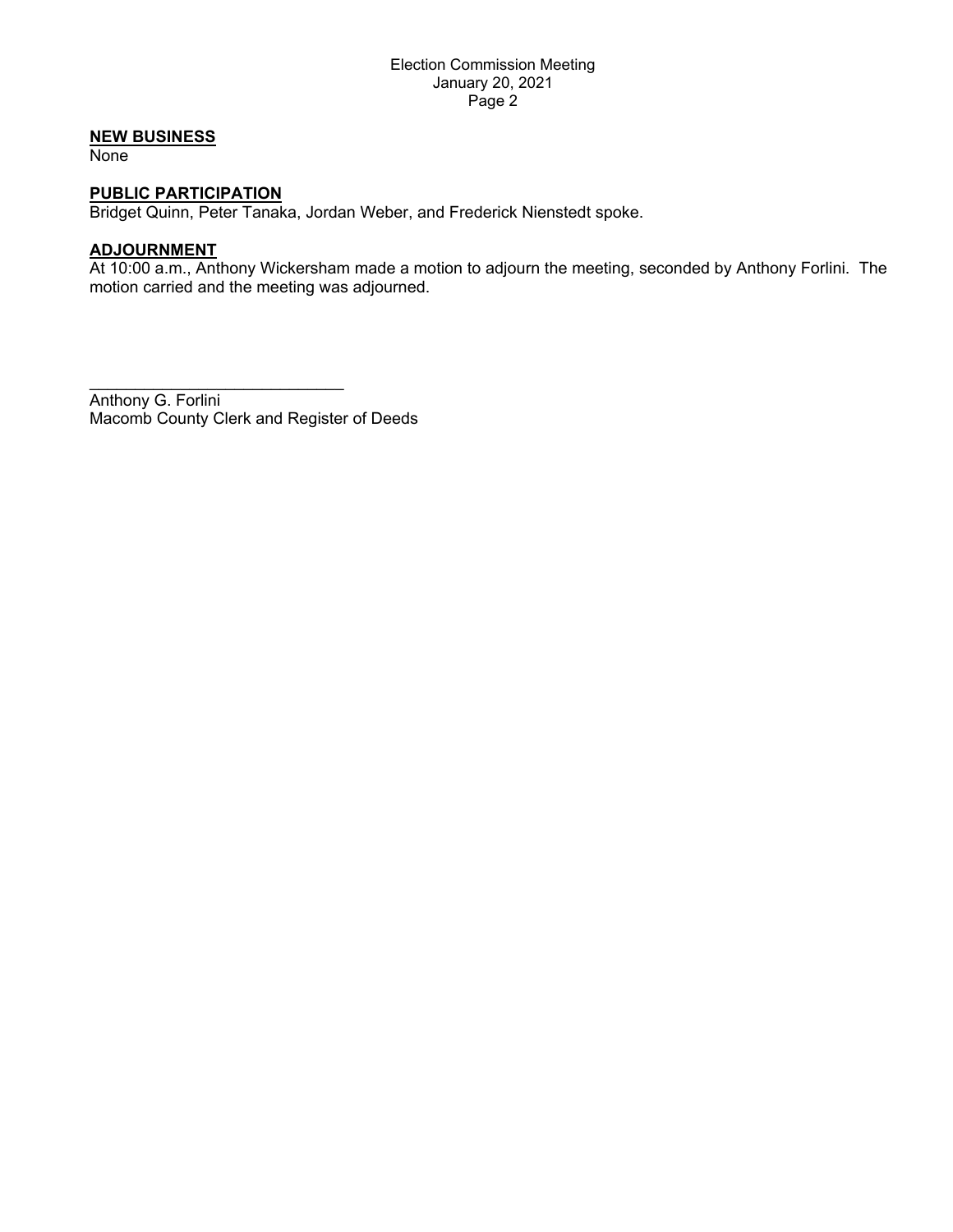## NEW BUSINESS

None

## PUBLIC PARTICIPATION

Bridget Quinn, Peter Tanaka, Jordan Weber, and Frederick Nienstedt spoke.

## ADJOURNMENT

At 10:00 a.m., Anthony Wickersham made a motion to adjourn the meeting, seconded by Anthony Forlini. The motion carried and the meeting was adjourned.

\_\_\_\_\_\_\_\_\_\_\_\_\_\_\_\_\_\_\_\_\_\_\_\_\_\_\_\_

Anthony G. Forlini
Macomb County Clerk and Register of Deeds